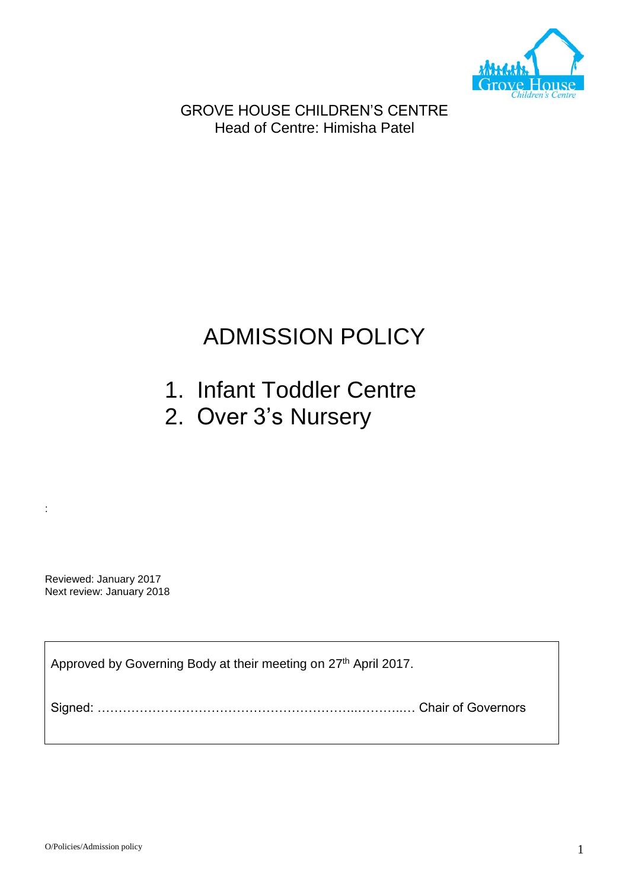GROVE HOUSE CHILDREN'S CENTRE
Head of Centre: Himisha Patel

# ADMISSION POLICY

1. Infant Toddler Centre
2. Over 3's Nursery

:

Reviewed: January 2017
Next review: January 2018

Approved by Governing Body at their meeting on 27th April 2017.

Signed: ………………………………………………………..………..… Chair of Governors

O/Policies/Admission policy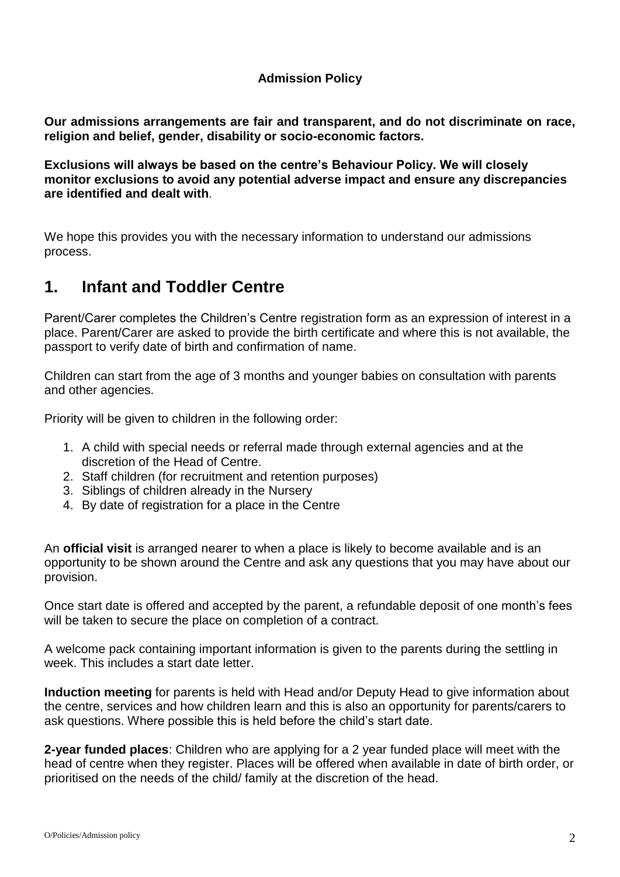**Admission Policy**

**Our admissions arrangements are fair and transparent, and do not discriminate on race, religion and belief, gender, disability or socio-economic factors.**

**Exclusions will always be based on the centre's Behaviour Policy. We will closely monitor exclusions to avoid any potential adverse impact and ensure any discrepancies are identified and dealt with**.

We hope this provides you with the necessary information to understand our admissions process.

## 1. Infant and Toddler Centre

Parent/Carer completes the Children's Centre registration form as an expression of interest in a place. Parent/Carer are asked to provide the birth certificate and where this is not available, the passport to verify date of birth and confirmation of name.

Children can start from the age of 3 months and younger babies on consultation with parents and other agencies.

Priority will be given to children in the following order:

1. A child with special needs or referral made through external agencies and at the discretion of the Head of Centre.
2. Staff children (for recruitment and retention purposes)
3. Siblings of children already in the Nursery
4. By date of registration for a place in the Centre

An **official visit** is arranged nearer to when a place is likely to become available and is an opportunity to be shown around the Centre and ask any questions that you may have about our provision.

Once start date is offered and accepted by the parent, a refundable deposit of one month's fees will be taken to secure the place on completion of a contract.

A welcome pack containing important information is given to the parents during the settling in week. This includes a start date letter.

**Induction meeting** for parents is held with Head and/or Deputy Head to give information about the centre, services and how children learn and this is also an opportunity for parents/carers to ask questions. Where possible this is held before the child's start date.

**2-year funded places**: Children who are applying for a 2 year funded place will meet with the head of centre when they register. Places will be offered when available in date of birth order, or prioritised on the needs of the child/ family at the discretion of the head.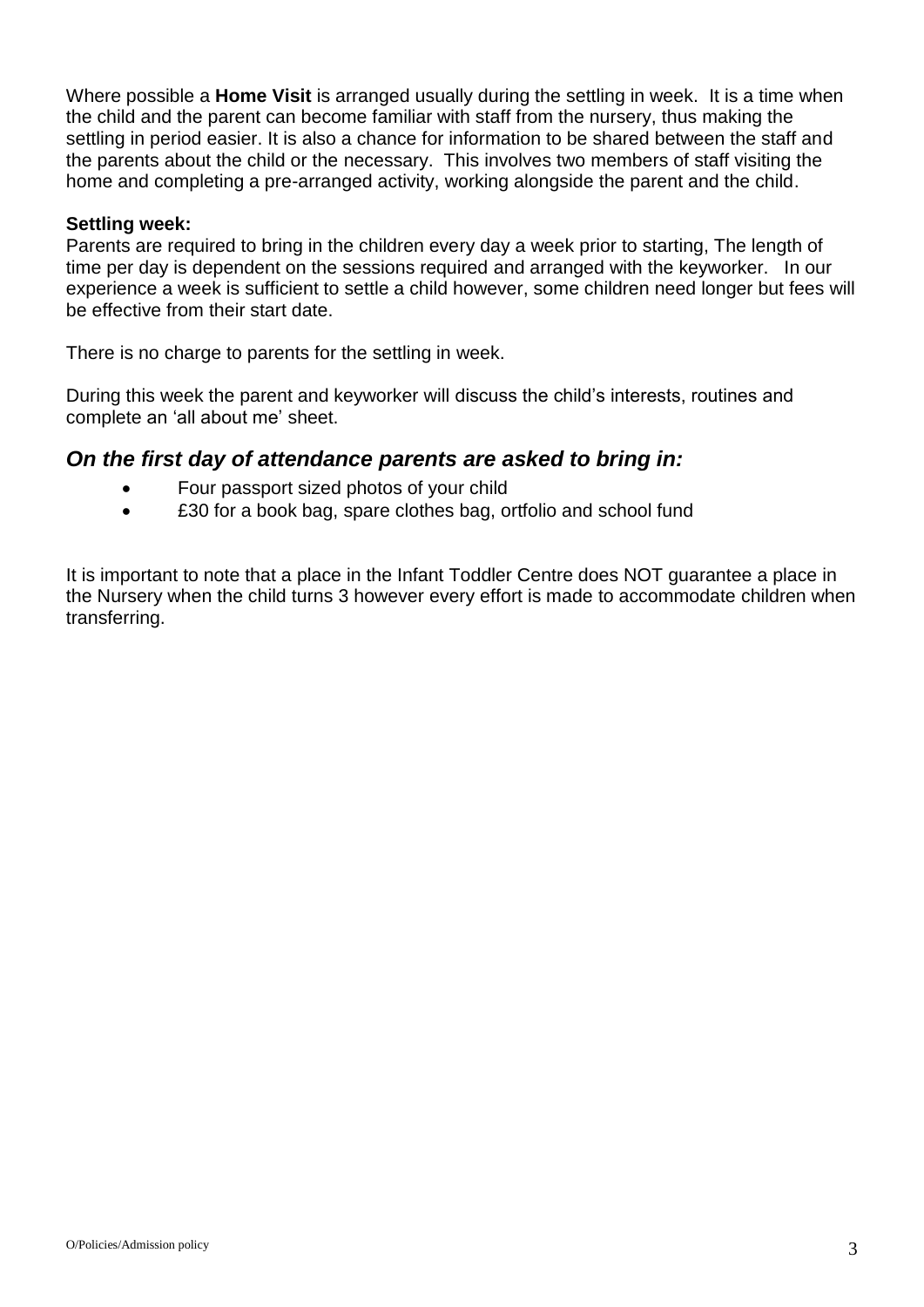Where possible a **Home Visit** is arranged usually during the settling in week. It is a time when the child and the parent can become familiar with staff from the nursery, thus making the settling in period easier. It is also a chance for information to be shared between the staff and the parents about the child or the necessary. This involves two members of staff visiting the home and completing a pre-arranged activity, working alongside the parent and the child.

**Settling week:**
Parents are required to bring in the children every day a week prior to starting, The length of time per day is dependent on the sessions required and arranged with the keyworker. In our experience a week is sufficient to settle a child however, some children need longer but fees will be effective from their start date.

There is no charge to parents for the settling in week.

During this week the parent and keyworker will discuss the child's interests, routines and complete an 'all about me' sheet.

### *On the first day of attendance parents are asked to bring in:*

- Four passport sized photos of your child
- £30 for a book bag, spare clothes bag, ortfolio and school fund

It is important to note that a place in the Infant Toddler Centre does NOT guarantee a place in the Nursery when the child turns 3 however every effort is made to accommodate children when transferring.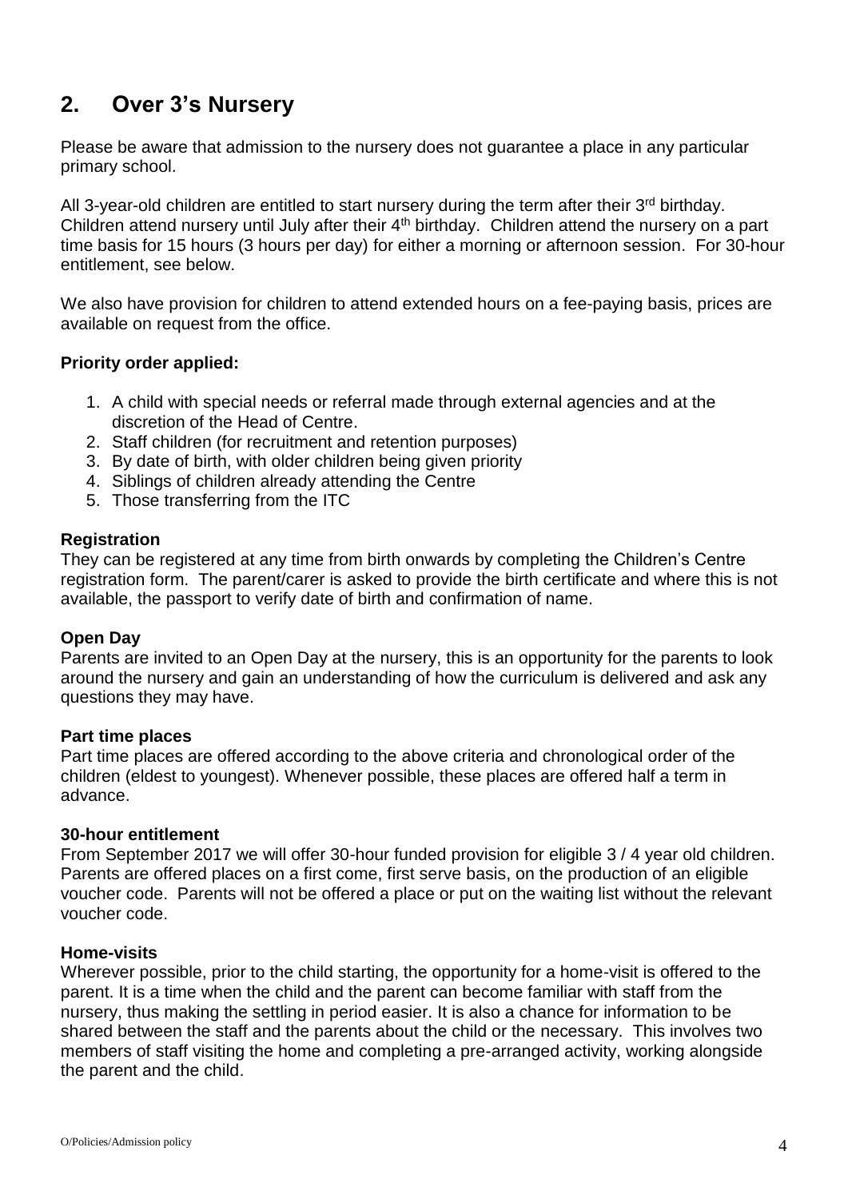## 2. Over 3's Nursery

Please be aware that admission to the nursery does not guarantee a place in any particular primary school.

All 3-year-old children are entitled to start nursery during the term after their 3rd birthday. Children attend nursery until July after their 4th birthday. Children attend the nursery on a part time basis for 15 hours (3 hours per day) for either a morning or afternoon session. For 30-hour entitlement, see below.

We also have provision for children to attend extended hours on a fee-paying basis, prices are available on request from the office.

**Priority order applied:**

1. A child with special needs or referral made through external agencies and at the discretion of the Head of Centre.
2. Staff children (for recruitment and retention purposes)
3. By date of birth, with older children being given priority
4. Siblings of children already attending the Centre
5. Those transferring from the ITC

**Registration**

They can be registered at any time from birth onwards by completing the Children's Centre registration form. The parent/carer is asked to provide the birth certificate and where this is not available, the passport to verify date of birth and confirmation of name.

**Open Day**

Parents are invited to an Open Day at the nursery, this is an opportunity for the parents to look around the nursery and gain an understanding of how the curriculum is delivered and ask any questions they may have.

**Part time places**

Part time places are offered according to the above criteria and chronological order of the children (eldest to youngest). Whenever possible, these places are offered half a term in advance.

**30-hour entitlement**

From September 2017 we will offer 30-hour funded provision for eligible 3 / 4 year old children. Parents are offered places on a first come, first serve basis, on the production of an eligible voucher code. Parents will not be offered a place or put on the waiting list without the relevant voucher code.

**Home-visits**

Wherever possible, prior to the child starting, the opportunity for a home-visit is offered to the parent. It is a time when the child and the parent can become familiar with staff from the nursery, thus making the settling in period easier. It is also a chance for information to be shared between the staff and the parents about the child or the necessary. This involves two members of staff visiting the home and completing a pre-arranged activity, working alongside the parent and the child.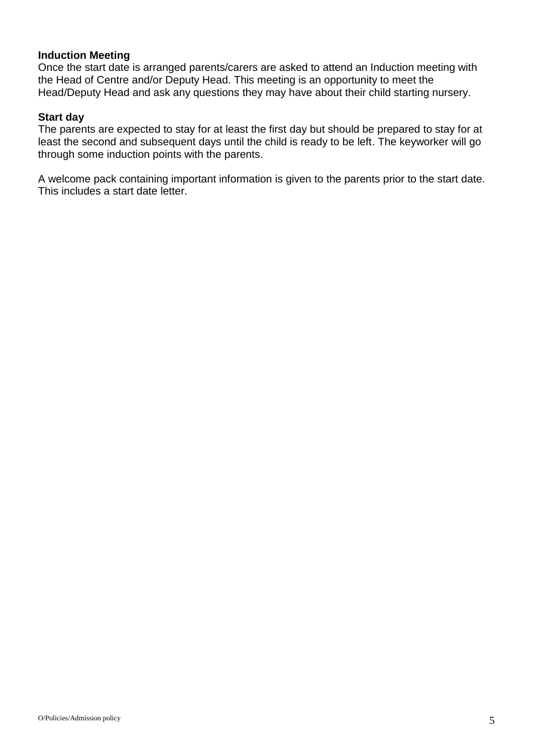**Induction Meeting**
Once the start date is arranged parents/carers are asked to attend an Induction meeting with the Head of Centre and/or Deputy Head. This meeting is an opportunity to meet the Head/Deputy Head and ask any questions they may have about their child starting nursery.

**Start day**
The parents are expected to stay for at least the first day but should be prepared to stay for at least the second and subsequent days until the child is ready to be left. The keyworker will go through some induction points with the parents.

A welcome pack containing important information is given to the parents prior to the start date. This includes a start date letter.